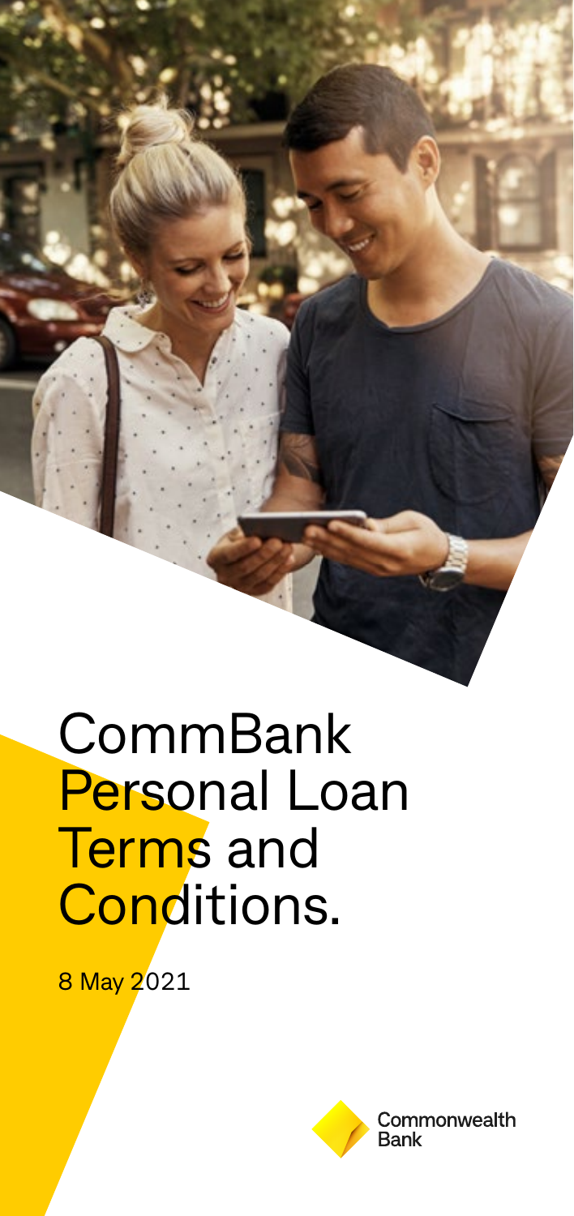# CommBank Personal Loan Terms and Conditions.

8 May 2021

Commonwealth Bank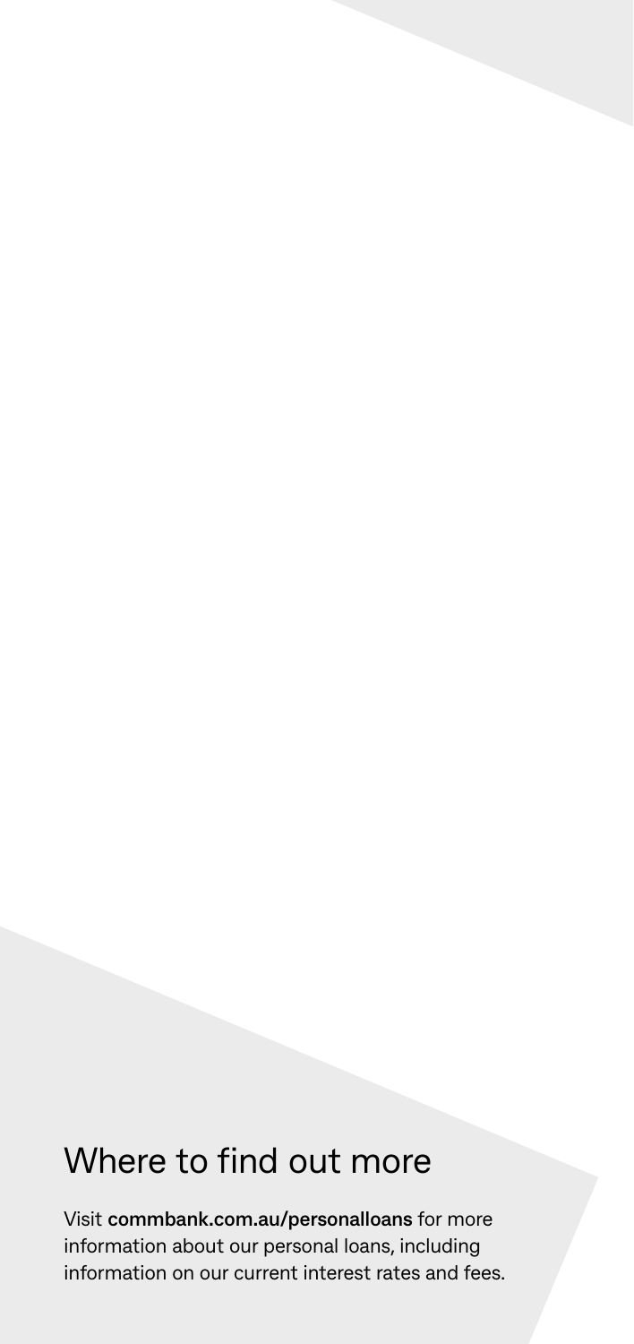## Where to find out more

Visit **commbank.com.au/personalloans** for more information about our personal loans, including information on our current interest rates and fees.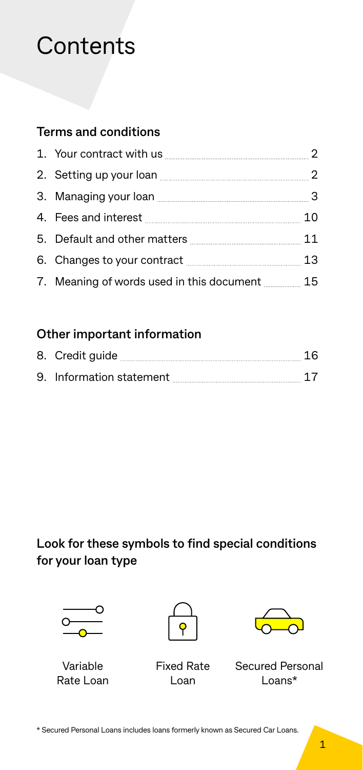# Contents

## Terms and conditions

| | |
|---|---|
| 1. Your contract with us | 2 |
| 2. Setting up your loan | 2 |
| 3. Managing your loan | 3 |
| 4. Fees and interest | 10 |
| 5. Default and other matters | 11 |
| 6. Changes to your contract | 13 |
| 7. Meaning of words used in this document | 15 |

## Other important information

| | |
|---|---|
| 8. Credit guide | 16 |
| 9. Information statement | 17 |

## Look for these symbols to find special conditions for your loan type

Variable Rate Loan

Fixed Rate Loan

Secured Personal Loans*

\* Secured Personal Loans includes loans formerly known as Secured Car Loans.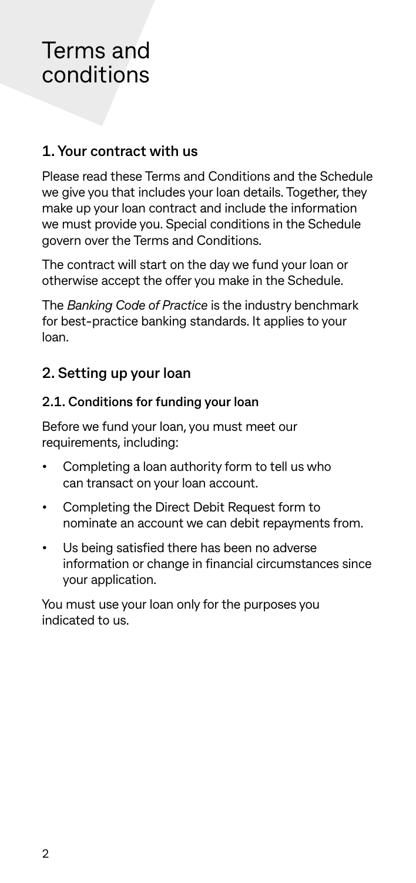# Terms and conditions

## 1. Your contract with us

Please read these Terms and Conditions and the Schedule we give you that includes your loan details. Together, they make up your loan contract and include the information we must provide you. Special conditions in the Schedule govern over the Terms and Conditions.

The contract will start on the day we fund your loan or otherwise accept the offer you make in the Schedule.

The *Banking Code of Practice* is the industry benchmark for best-practice banking standards. It applies to your loan.

## 2. Setting up your loan

### 2.1. Conditions for funding your loan

Before we fund your loan, you must meet our requirements, including:

- Completing a loan authority form to tell us who can transact on your loan account.
- Completing the Direct Debit Request form to nominate an account we can debit repayments from.
- Us being satisfied there has been no adverse information or change in financial circumstances since your application.

You must use your loan only for the purposes you indicated to us.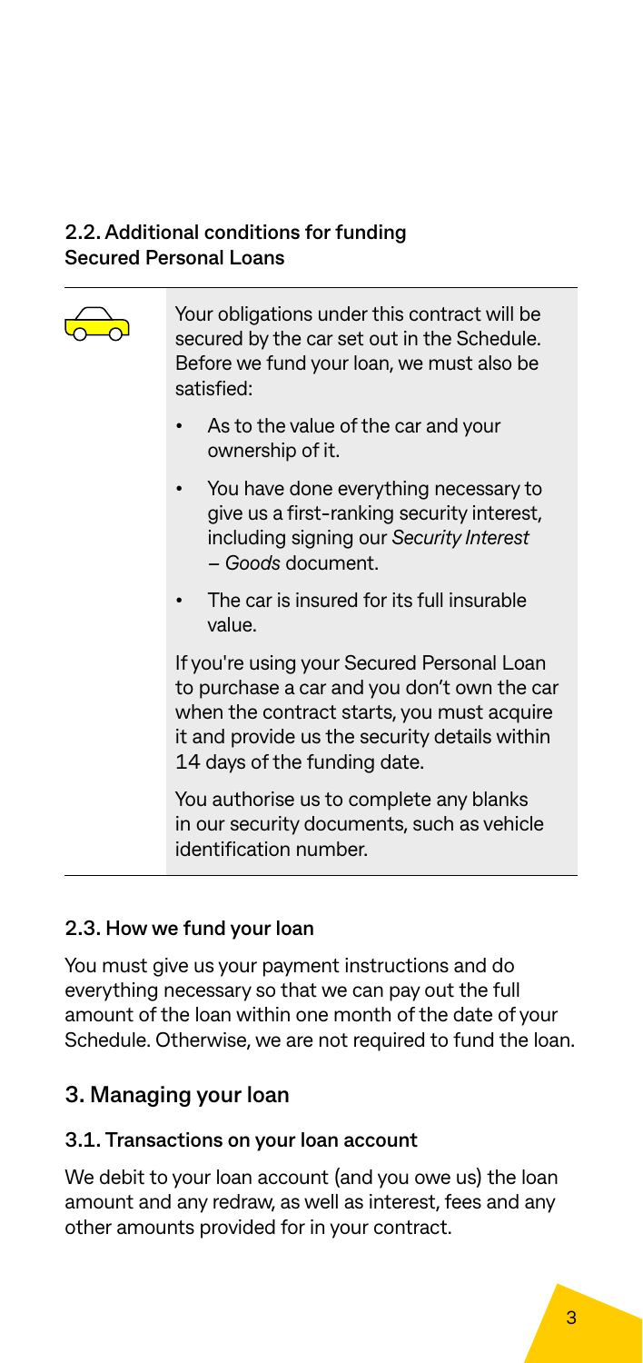### 2.2. Additional conditions for funding Secured Personal Loans

Your obligations under this contract will be secured by the car set out in the Schedule. Before we fund your loan, we must also be satisfied:

- As to the value of the car and your ownership of it.
- You have done everything necessary to give us a first-ranking security interest, including signing our *Security Interest – Goods* document.
- The car is insured for its full insurable value.

If you're using your Secured Personal Loan to purchase a car and you don't own the car when the contract starts, you must acquire it and provide us the security details within 14 days of the funding date.

You authorise us to complete any blanks in our security documents, such as vehicle identification number.

### 2.3. How we fund your loan

You must give us your payment instructions and do everything necessary so that we can pay out the full amount of the loan within one month of the date of your Schedule. Otherwise, we are not required to fund the loan.

## 3. Managing your loan

### 3.1. Transactions on your loan account

We debit to your loan account (and you owe us) the loan amount and any redraw, as well as interest, fees and any other amounts provided for in your contract.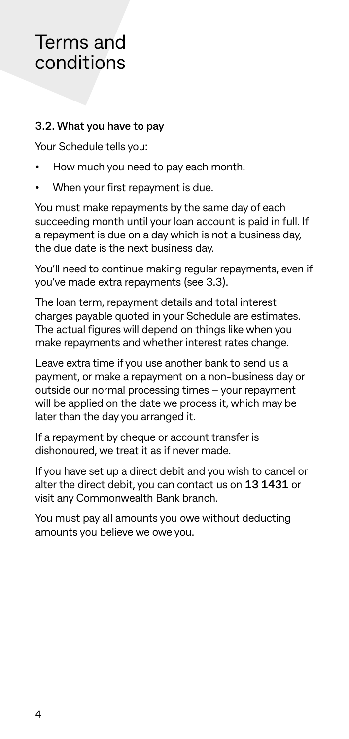# Terms and conditions

### 3.2. What you have to pay

Your Schedule tells you:

- How much you need to pay each month.
- When your first repayment is due.

You must make repayments by the same day of each succeeding month until your loan account is paid in full. If a repayment is due on a day which is not a business day, the due date is the next business day.

You'll need to continue making regular repayments, even if you've made extra repayments (see 3.3).

The loan term, repayment details and total interest charges payable quoted in your Schedule are estimates. The actual figures will depend on things like when you make repayments and whether interest rates change.

Leave extra time if you use another bank to send us a payment, or make a repayment on a non-business day or outside our normal processing times – your repayment will be applied on the date we process it, which may be later than the day you arranged it.

If a repayment by cheque or account transfer is dishonoured, we treat it as if never made.

If you have set up a direct debit and you wish to cancel or alter the direct debit, you can contact us on **13 1431** or visit any Commonwealth Bank branch.

You must pay all amounts you owe without deducting amounts you believe we owe you.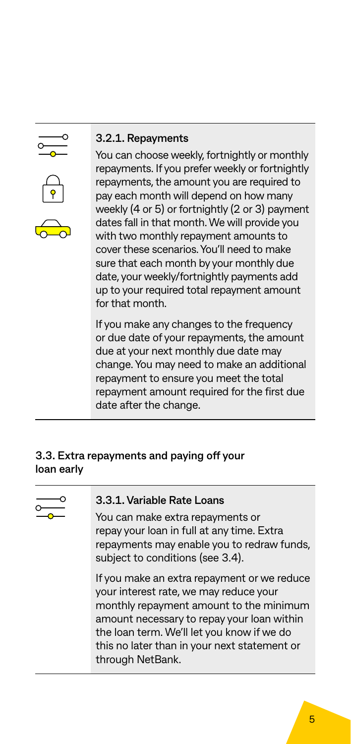#### 3.2.1. Repayments

You can choose weekly, fortnightly or monthly repayments. If you prefer weekly or fortnightly repayments, the amount you are required to pay each month will depend on how many weekly (4 or 5) or fortnightly (2 or 3) payment dates fall in that month. We will provide you with two monthly repayment amounts to cover these scenarios. You'll need to make sure that each month by your monthly due date, your weekly/fortnightly payments add up to your required total repayment amount for that month.

If you make any changes to the frequency or due date of your repayments, the amount due at your next monthly due date may change. You may need to make an additional repayment to ensure you meet the total repayment amount required for the first due date after the change.

### 3.3. Extra repayments and paying off your loan early

#### 3.3.1. Variable Rate Loans

You can make extra repayments or repay your loan in full at any time. Extra repayments may enable you to redraw funds, subject to conditions (see 3.4).

If you make an extra repayment or we reduce your interest rate, we may reduce your monthly repayment amount to the minimum amount necessary to repay your loan within the loan term. We'll let you know if we do this no later than in your next statement or through NetBank.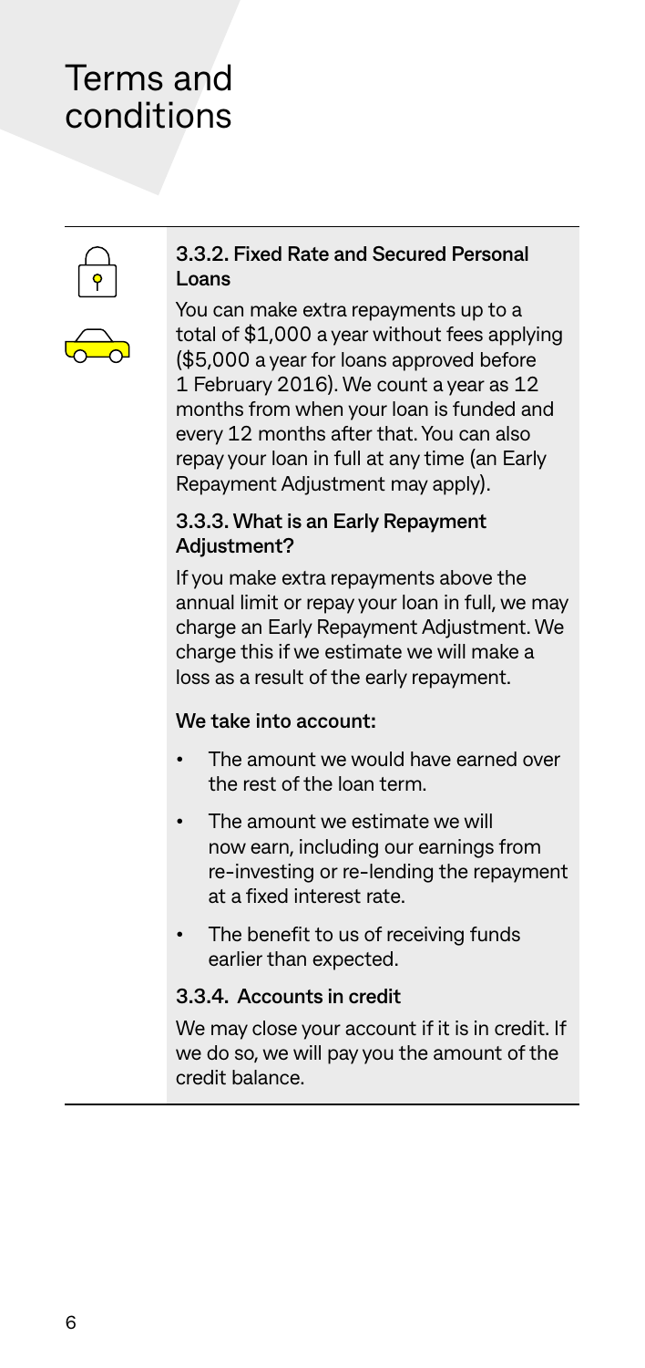# Terms and conditions

### 3.3.2. Fixed Rate and Secured Personal Loans

You can make extra repayments up to a total of $1,000 a year without fees applying ($5,000 a year for loans approved before 1 February 2016). We count a year as 12 months from when your loan is funded and every 12 months after that. You can also repay your loan in full at any time (an Early Repayment Adjustment may apply).

### 3.3.3. What is an Early Repayment Adjustment?

If you make extra repayments above the annual limit or repay your loan in full, we may charge an Early Repayment Adjustment. We charge this if we estimate we will make a loss as a result of the early repayment.

**We take into account:**

- The amount we would have earned over the rest of the loan term.
- The amount we estimate we will now earn, including our earnings from re-investing or re-lending the repayment at a fixed interest rate.
- The benefit to us of receiving funds earlier than expected.

### 3.3.4. Accounts in credit

We may close your account if it is in credit. If we do so, we will pay you the amount of the credit balance.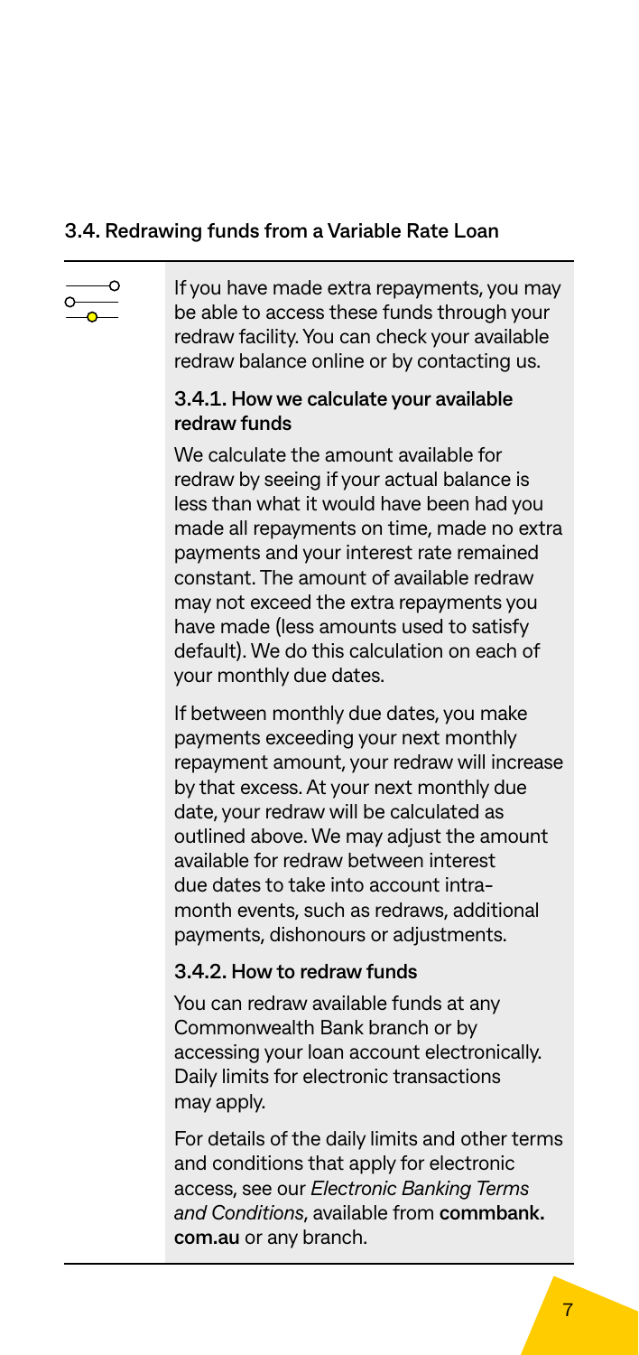## 3.4. Redrawing funds from a Variable Rate Loan

If you have made extra repayments, you may be able to access these funds through your redraw facility. You can check your available redraw balance online or by contacting us.

### 3.4.1. How we calculate your available redraw funds

We calculate the amount available for redraw by seeing if your actual balance is less than what it would have been had you made all repayments on time, made no extra payments and your interest rate remained constant. The amount of available redraw may not exceed the extra repayments you have made (less amounts used to satisfy default). We do this calculation on each of your monthly due dates.

If between monthly due dates, you make payments exceeding your next monthly repayment amount, your redraw will increase by that excess. At your next monthly due date, your redraw will be calculated as outlined above. We may adjust the amount available for redraw between interest due dates to take into account intra-month events, such as redraws, additional payments, dishonours or adjustments.

### 3.4.2. How to redraw funds

You can redraw available funds at any Commonwealth Bank branch or by accessing your loan account electronically. Daily limits for electronic transactions may apply.

For details of the daily limits and other terms and conditions that apply for electronic access, see our *Electronic Banking Terms and Conditions*, available from **commbank.com.au** or any branch.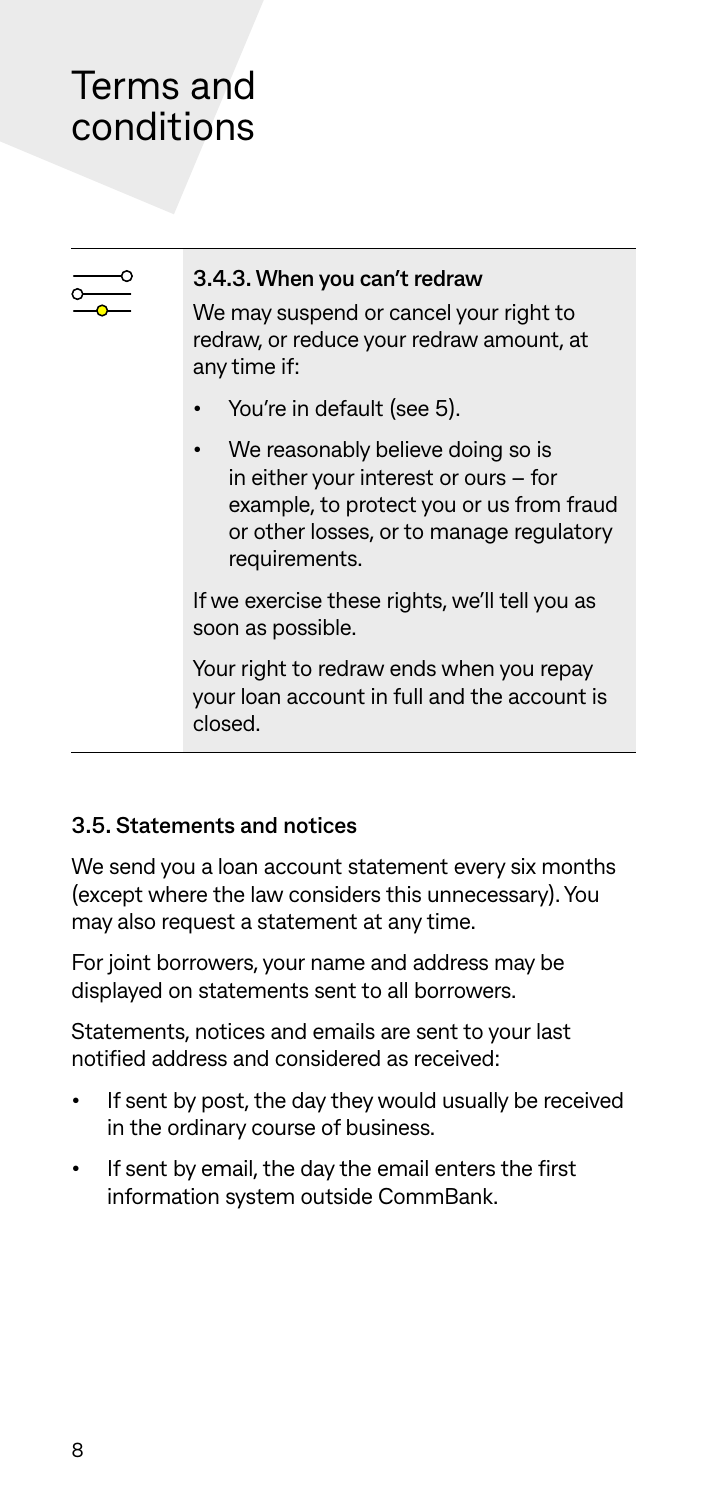# Terms and conditions

### 3.4.3. When you can't redraw

We may suspend or cancel your right to redraw, or reduce your redraw amount, at any time if:

- You're in default (see 5).
- We reasonably believe doing so is in either your interest or ours – for example, to protect you or us from fraud or other losses, or to manage regulatory requirements.

If we exercise these rights, we'll tell you as soon as possible.

Your right to redraw ends when you repay your loan account in full and the account is closed.

## 3.5. Statements and notices

We send you a loan account statement every six months (except where the law considers this unnecessary). You may also request a statement at any time.

For joint borrowers, your name and address may be displayed on statements sent to all borrowers.

Statements, notices and emails are sent to your last notified address and considered as received:

- If sent by post, the day they would usually be received in the ordinary course of business.
- If sent by email, the day the email enters the first information system outside CommBank.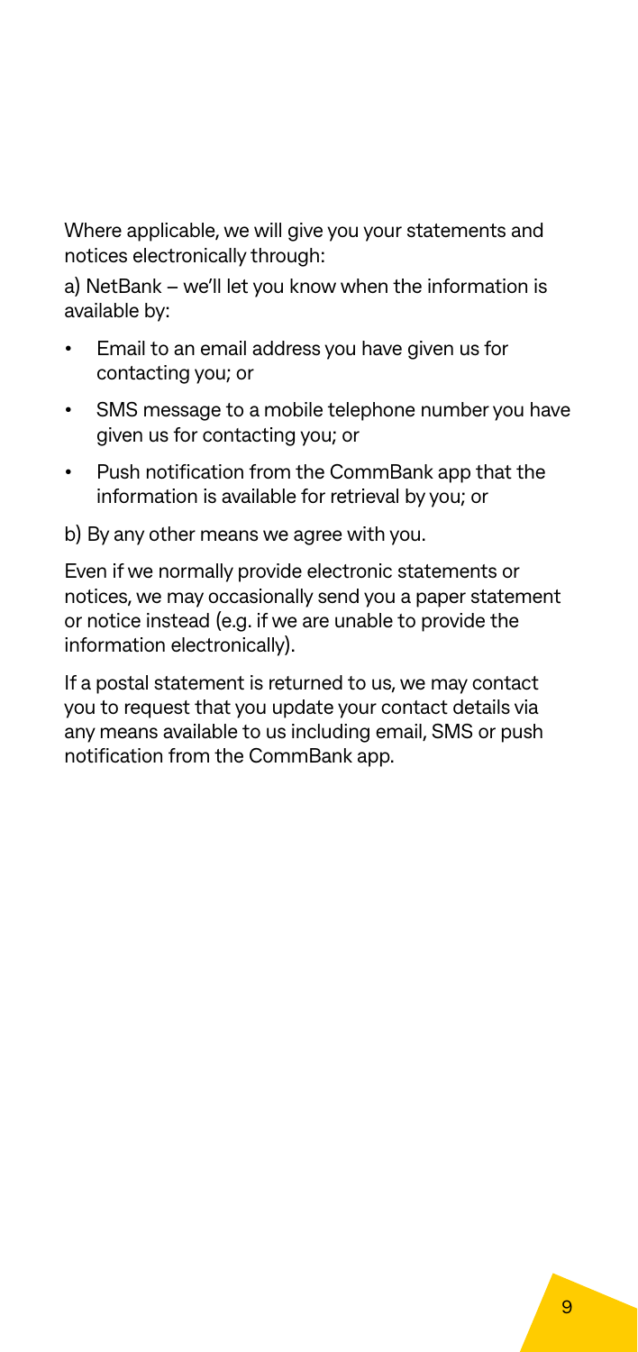Where applicable, we will give you your statements and notices electronically through:

a) NetBank – we'll let you know when the information is available by:

- Email to an email address you have given us for contacting you; or
- SMS message to a mobile telephone number you have given us for contacting you; or
- Push notification from the CommBank app that the information is available for retrieval by you; or

b) By any other means we agree with you.

Even if we normally provide electronic statements or notices, we may occasionally send you a paper statement or notice instead (e.g. if we are unable to provide the information electronically).

If a postal statement is returned to us, we may contact you to request that you update your contact details via any means available to us including email, SMS or push notification from the CommBank app.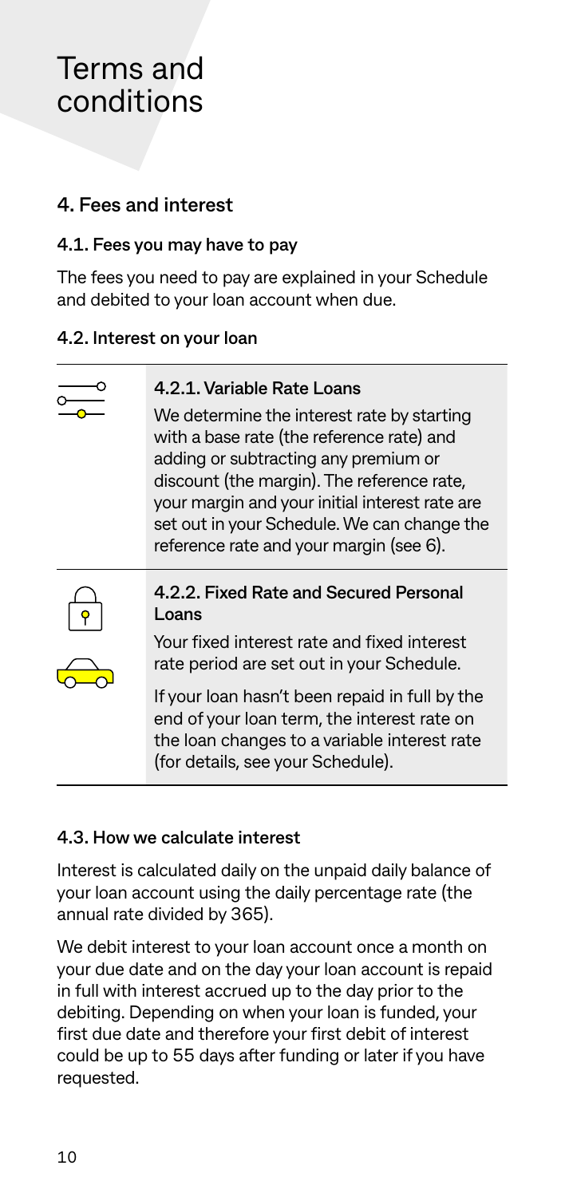# Terms and conditions

## 4. Fees and interest

### 4.1. Fees you may have to pay

The fees you need to pay are explained in your Schedule and debited to your loan account when due.

### 4.2. Interest on your loan

#### 4.2.1. Variable Rate Loans

We determine the interest rate by starting with a base rate (the reference rate) and adding or subtracting any premium or discount (the margin). The reference rate, your margin and your initial interest rate are set out in your Schedule. We can change the reference rate and your margin (see 6).

#### 4.2.2. Fixed Rate and Secured Personal Loans

Your fixed interest rate and fixed interest rate period are set out in your Schedule.

If your loan hasn't been repaid in full by the end of your loan term, the interest rate on the loan changes to a variable interest rate (for details, see your Schedule).

### 4.3. How we calculate interest

Interest is calculated daily on the unpaid daily balance of your loan account using the daily percentage rate (the annual rate divided by 365).

We debit interest to your loan account once a month on your due date and on the day your loan account is repaid in full with interest accrued up to the day prior to the debiting. Depending on when your loan is funded, your first due date and therefore your first debit of interest could be up to 55 days after funding or later if you have requested.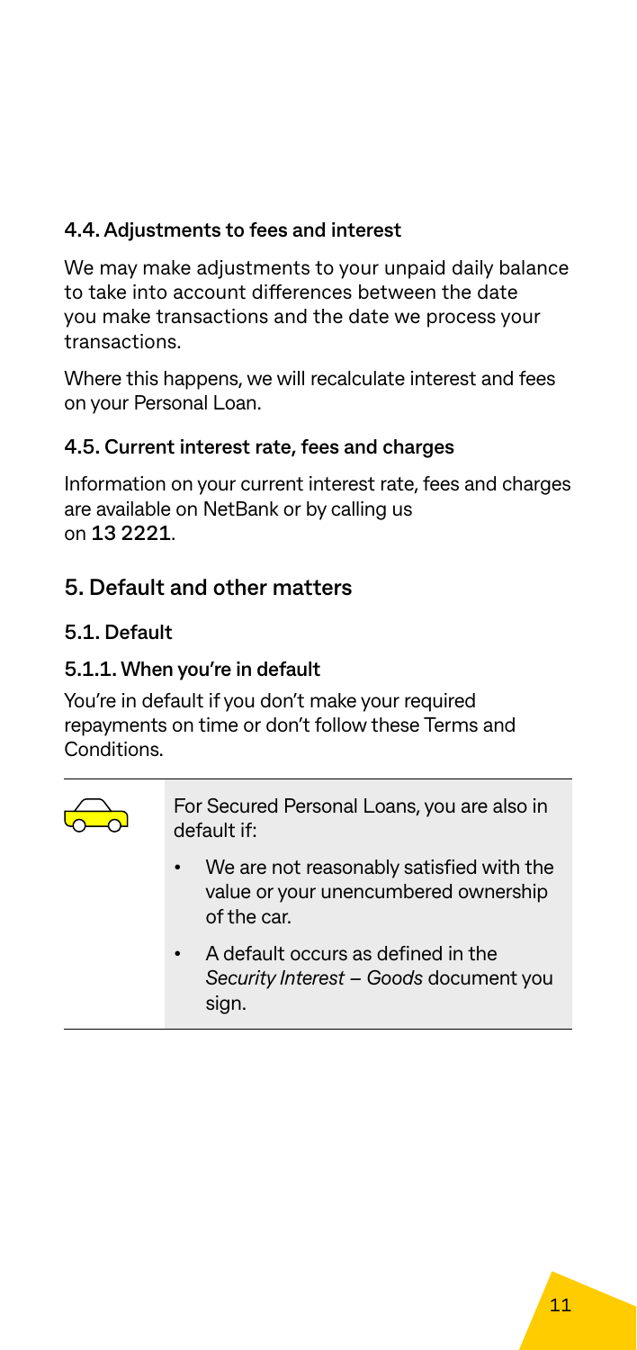### 4.4. Adjustments to fees and interest

We may make adjustments to your unpaid daily balance to take into account differences between the date you make transactions and the date we process your transactions.

Where this happens, we will recalculate interest and fees on your Personal Loan.

### 4.5. Current interest rate, fees and charges

Information on your current interest rate, fees and charges are available on NetBank or by calling us on **13 2221**.

## 5. Default and other matters

### 5.1. Default

#### 5.1.1. When you're in default

You're in default if you don't make your required repayments on time or don't follow these Terms and Conditions.

For Secured Personal Loans, you are also in default if:

- We are not reasonably satisfied with the value or your unencumbered ownership of the car.
- A default occurs as defined in the *Security Interest – Goods* document you sign.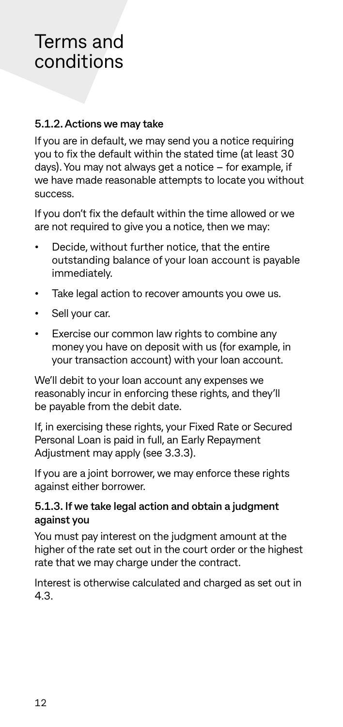# Terms and conditions

### 5.1.2. Actions we may take

If you are in default, we may send you a notice requiring you to fix the default within the stated time (at least 30 days). You may not always get a notice – for example, if we have made reasonable attempts to locate you without success.

If you don't fix the default within the time allowed or we are not required to give you a notice, then we may:

- Decide, without further notice, that the entire outstanding balance of your loan account is payable immediately.
- Take legal action to recover amounts you owe us.
- Sell your car.
- Exercise our common law rights to combine any money you have on deposit with us (for example, in your transaction account) with your loan account.

We'll debit to your loan account any expenses we reasonably incur in enforcing these rights, and they'll be payable from the debit date.

If, in exercising these rights, your Fixed Rate or Secured Personal Loan is paid in full, an Early Repayment Adjustment may apply (see 3.3.3).

If you are a joint borrower, we may enforce these rights against either borrower.

### 5.1.3. If we take legal action and obtain a judgment against you

You must pay interest on the judgment amount at the higher of the rate set out in the court order or the highest rate that we may charge under the contract.

Interest is otherwise calculated and charged as set out in 4.3.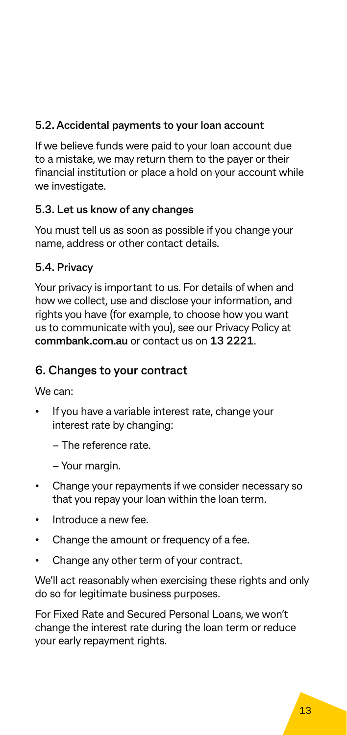### 5.2. Accidental payments to your loan account

If we believe funds were paid to your loan account due to a mistake, we may return them to the payer or their financial institution or place a hold on your account while we investigate.

### 5.3. Let us know of any changes

You must tell us as soon as possible if you change your name, address or other contact details.

### 5.4. Privacy

Your privacy is important to us. For details of when and how we collect, use and disclose your information, and rights you have (for example, to choose how you want us to communicate with you), see our Privacy Policy at **commbank.com.au** or contact us on **13 2221**.

## 6. Changes to your contract

We can:

- If you have a variable interest rate, change your interest rate by changing:
  - The reference rate.
  - Your margin.
- Change your repayments if we consider necessary so that you repay your loan within the loan term.
- Introduce a new fee.
- Change the amount or frequency of a fee.
- Change any other term of your contract.

We'll act reasonably when exercising these rights and only do so for legitimate business purposes.

For Fixed Rate and Secured Personal Loans, we won't change the interest rate during the loan term or reduce your early repayment rights.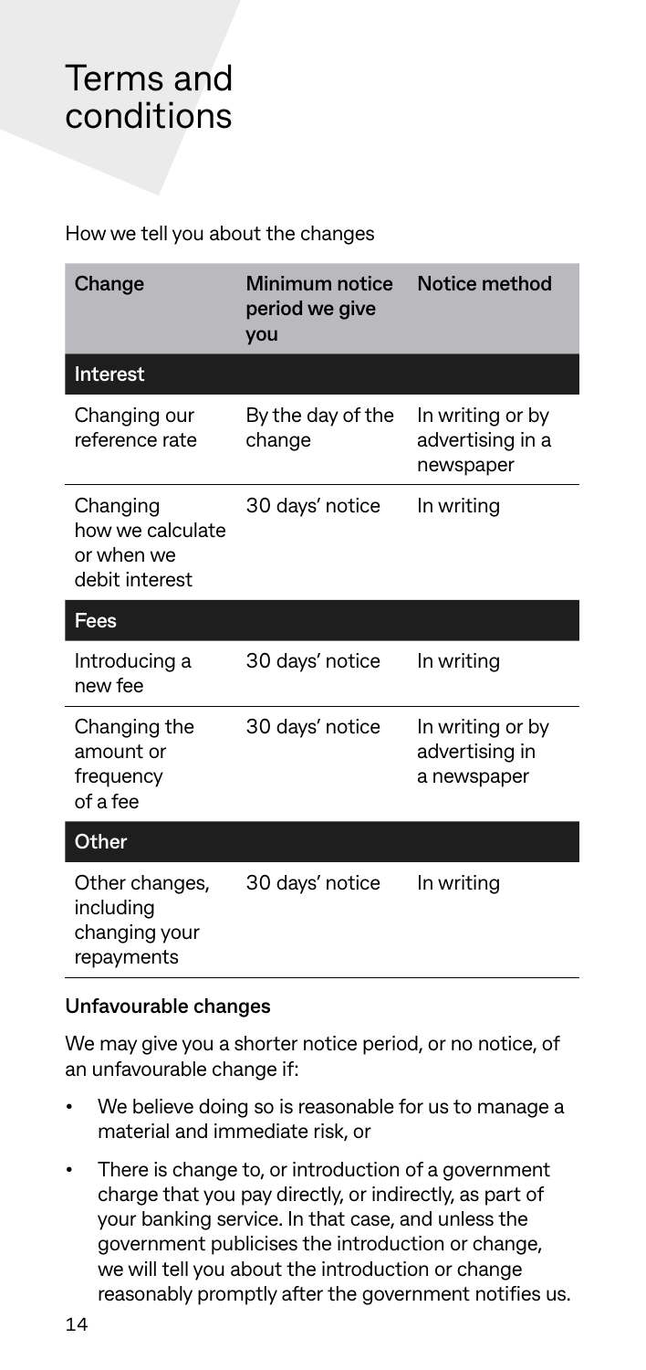# Terms and conditions

How we tell you about the changes

| Change | Minimum notice period we give you | Notice method |
| --- | --- | --- |
| **Interest** | | |
| Changing our reference rate | By the day of the change | In writing or by advertising in a newspaper |
| Changing how we calculate or when we debit interest | 30 days' notice | In writing |
| **Fees** | | |
| Introducing a new fee | 30 days' notice | In writing |
| Changing the amount or frequency of a fee | 30 days' notice | In writing or by advertising in a newspaper |
| **Other** | | |
| Other changes, including changing your repayments | 30 days' notice | In writing |

**Unfavourable changes**

We may give you a shorter notice period, or no notice, of an unfavourable change if:

- We believe doing so is reasonable for us to manage a material and immediate risk, or
- There is change to, or introduction of a government charge that you pay directly, or indirectly, as part of your banking service. In that case, and unless the government publicises the introduction or change, we will tell you about the introduction or change reasonably promptly after the government notifies us.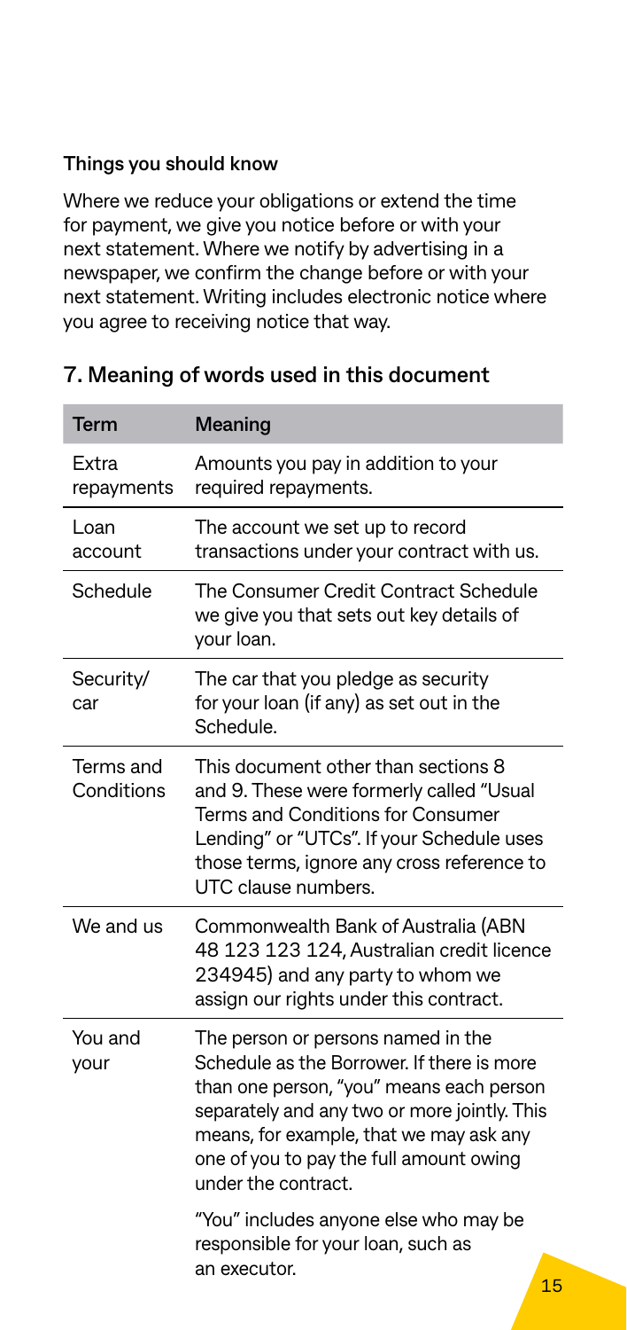### Things you should know

Where we reduce your obligations or extend the time for payment, we give you notice before or with your next statement. Where we notify by advertising in a newspaper, we confirm the change before or with your next statement. Writing includes electronic notice where you agree to receiving notice that way.

## 7. Meaning of words used in this document

| Term | Meaning |
|---|---|
| Extra repayments | Amounts you pay in addition to your required repayments. |
| Loan account | The account we set up to record transactions under your contract with us. |
| Schedule | The Consumer Credit Contract Schedule we give you that sets out key details of your loan. |
| Security/car | The car that you pledge as security for your loan (if any) as set out in the Schedule. |
| Terms and Conditions | This document other than sections 8 and 9. These were formerly called "Usual Terms and Conditions for Consumer Lending" or "UTCs". If your Schedule uses those terms, ignore any cross reference to UTC clause numbers. |
| We and us | Commonwealth Bank of Australia (ABN 48 123 123 124, Australian credit licence 234945) and any party to whom we assign our rights under this contract. |
| You and your | The person or persons named in the Schedule as the Borrower. If there is more than one person, "you" means each person separately and any two or more jointly. This means, for example, that we may ask any one of you to pay the full amount owing under the contract. "You" includes anyone else who may be responsible for your loan, such as an executor. |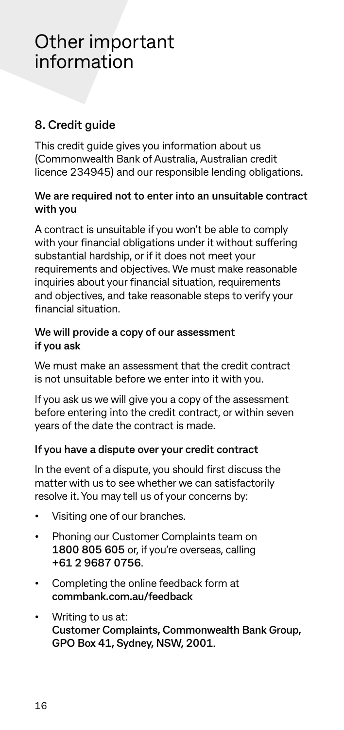# Other important information

## 8. Credit guide

This credit guide gives you information about us (Commonwealth Bank of Australia, Australian credit licence 234945) and our responsible lending obligations.

### We are required not to enter into an unsuitable contract with you

A contract is unsuitable if you won't be able to comply with your financial obligations under it without suffering substantial hardship, or if it does not meet your requirements and objectives. We must make reasonable inquiries about your financial situation, requirements and objectives, and take reasonable steps to verify your financial situation.

### We will provide a copy of our assessment if you ask

We must make an assessment that the credit contract is not unsuitable before we enter into it with you.

If you ask us we will give you a copy of the assessment before entering into the credit contract, or within seven years of the date the contract is made.

### If you have a dispute over your credit contract

In the event of a dispute, you should first discuss the matter with us to see whether we can satisfactorily resolve it. You may tell us of your concerns by:

- Visiting one of our branches.
- Phoning our Customer Complaints team on **1800 805 605** or, if you're overseas, calling **+61 2 9687 0756**.
- Completing the online feedback form at **commbank.com.au/feedback**
- Writing to us at:
  **Customer Complaints, Commonwealth Bank Group, GPO Box 41, Sydney, NSW, 2001**.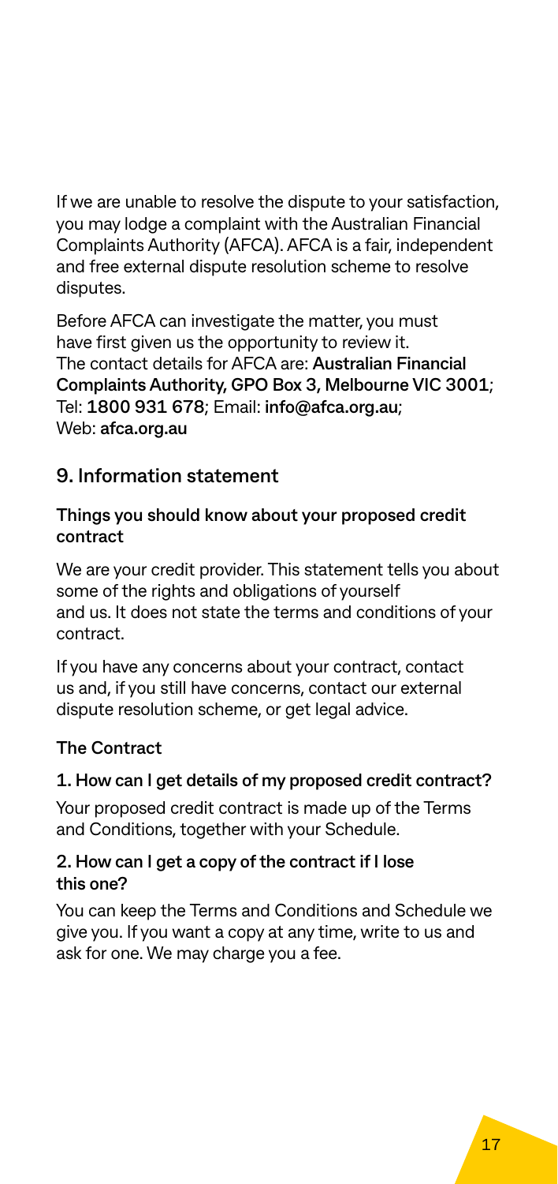If we are unable to resolve the dispute to your satisfaction, you may lodge a complaint with the Australian Financial Complaints Authority (AFCA). AFCA is a fair, independent and free external dispute resolution scheme to resolve disputes.

Before AFCA can investigate the matter, you must have first given us the opportunity to review it. The contact details for AFCA are: **Australian Financial Complaints Authority, GPO Box 3, Melbourne VIC 3001**; Tel: **1800 931 678**; Email: **info@afca.org.au**; Web: **afca.org.au**

## 9. Information statement

### Things you should know about your proposed credit contract

We are your credit provider. This statement tells you about some of the rights and obligations of yourself and us. It does not state the terms and conditions of your contract.

If you have any concerns about your contract, contact us and, if you still have concerns, contact our external dispute resolution scheme, or get legal advice.

### The Contract

#### 1. How can I get details of my proposed credit contract?

Your proposed credit contract is made up of the Terms and Conditions, together with your Schedule.

#### 2. How can I get a copy of the contract if I lose this one?

You can keep the Terms and Conditions and Schedule we give you. If you want a copy at any time, write to us and ask for one. We may charge you a fee.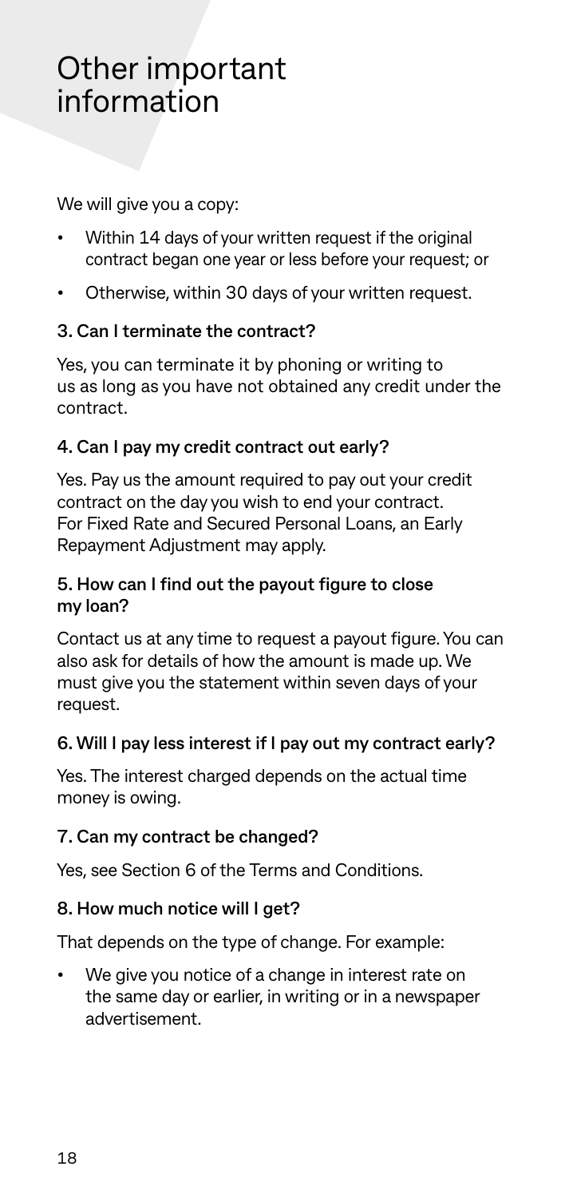# Other important information

We will give you a copy:

- Within 14 days of your written request if the original contract began one year or less before your request; or
- Otherwise, within 30 days of your written request.

### 3. Can I terminate the contract?

Yes, you can terminate it by phoning or writing to us as long as you have not obtained any credit under the contract.

### 4. Can I pay my credit contract out early?

Yes. Pay us the amount required to pay out your credit contract on the day you wish to end your contract. For Fixed Rate and Secured Personal Loans, an Early Repayment Adjustment may apply.

### 5. How can I find out the payout figure to close my loan?

Contact us at any time to request a payout figure. You can also ask for details of how the amount is made up. We must give you the statement within seven days of your request.

### 6. Will I pay less interest if I pay out my contract early?

Yes. The interest charged depends on the actual time money is owing.

### 7. Can my contract be changed?

Yes, see Section 6 of the Terms and Conditions.

### 8. How much notice will I get?

That depends on the type of change. For example:

- We give you notice of a change in interest rate on the same day or earlier, in writing or in a newspaper advertisement.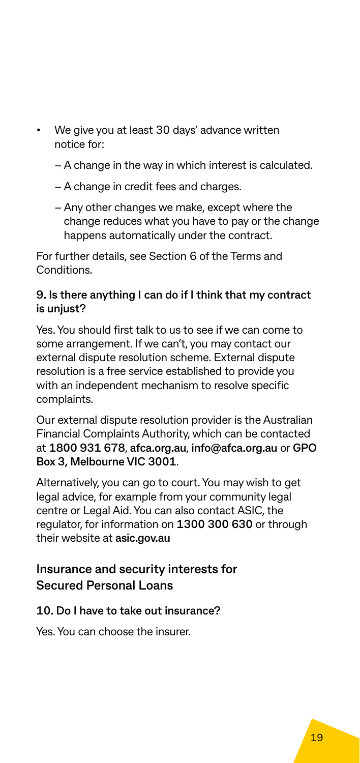- We give you at least 30 days' advance written notice for:
  - A change in the way in which interest is calculated.
  - A change in credit fees and charges.
  - Any other changes we make, except where the change reduces what you have to pay or the change happens automatically under the contract.

For further details, see Section 6 of the Terms and Conditions.

### 9. Is there anything I can do if I think that my contract is unjust?

Yes. You should first talk to us to see if we can come to some arrangement. If we can't, you may contact our external dispute resolution scheme. External dispute resolution is a free service established to provide you with an independent mechanism to resolve specific complaints.

Our external dispute resolution provider is the Australian Financial Complaints Authority, which can be contacted at **1800 931 678**, **afca.org.au**, **info@afca.org.au** or **GPO Box 3, Melbourne VIC 3001**.

Alternatively, you can go to court. You may wish to get legal advice, for example from your community legal centre or Legal Aid. You can also contact ASIC, the regulator, for information on **1300 300 630** or through their website at **asic.gov.au**

## Insurance and security interests for Secured Personal Loans

### 10. Do I have to take out insurance?

Yes. You can choose the insurer.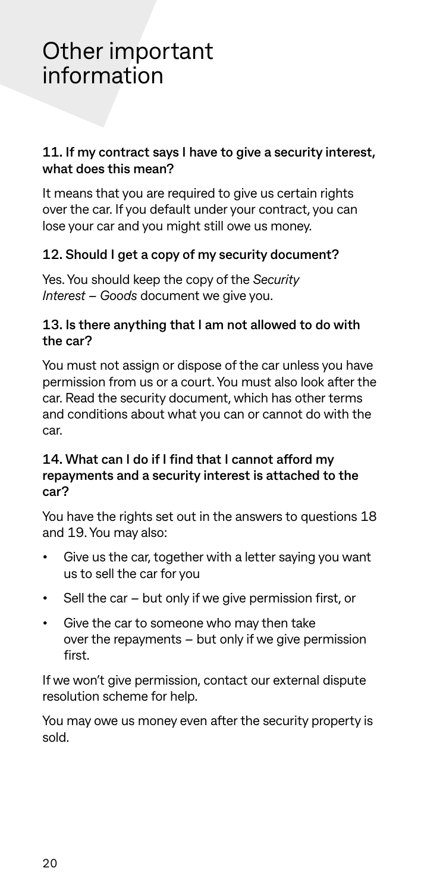# Other important information

### 11. If my contract says I have to give a security interest, what does this mean?

It means that you are required to give us certain rights over the car. If you default under your contract, you can lose your car and you might still owe us money.

### 12. Should I get a copy of my security document?

Yes. You should keep the copy of the *Security Interest – Goods* document we give you.

### 13. Is there anything that I am not allowed to do with the car?

You must not assign or dispose of the car unless you have permission from us or a court. You must also look after the car. Read the security document, which has other terms and conditions about what you can or cannot do with the car.

### 14. What can I do if I find that I cannot afford my repayments and a security interest is attached to the car?

You have the rights set out in the answers to questions 18 and 19. You may also:

- Give us the car, together with a letter saying you want us to sell the car for you
- Sell the car – but only if we give permission first, or
- Give the car to someone who may then take over the repayments – but only if we give permission first.

If we won't give permission, contact our external dispute resolution scheme for help.

You may owe us money even after the security property is sold.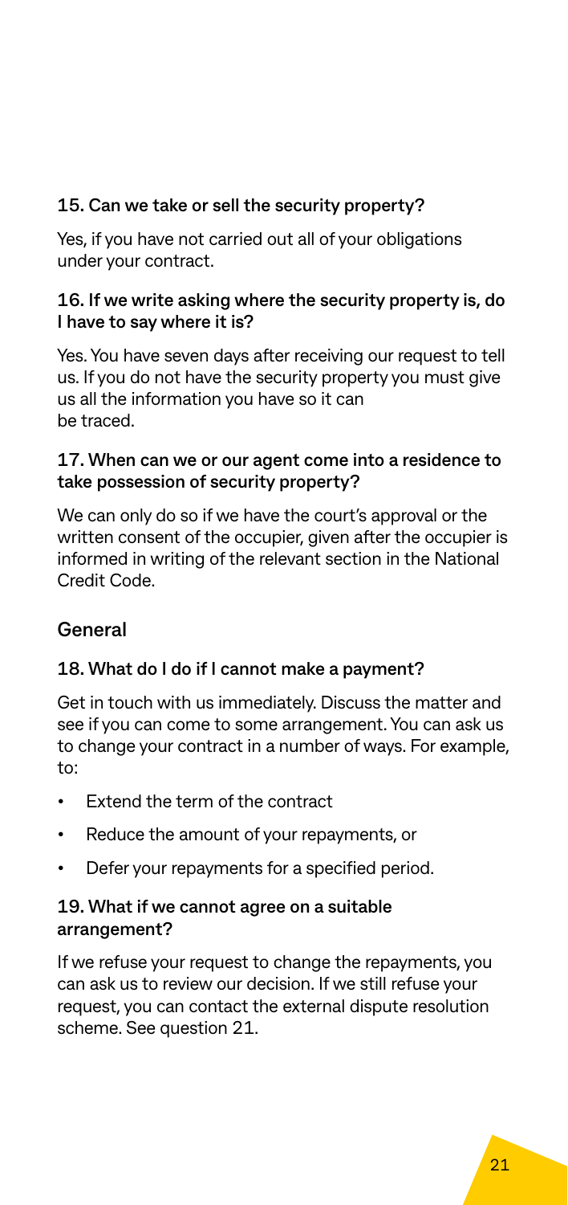### 15. Can we take or sell the security property?

Yes, if you have not carried out all of your obligations under your contract.

### 16. If we write asking where the security property is, do I have to say where it is?

Yes. You have seven days after receiving our request to tell us. If you do not have the security property you must give us all the information you have so it can be traced.

### 17. When can we or our agent come into a residence to take possession of security property?

We can only do so if we have the court's approval or the written consent of the occupier, given after the occupier is informed in writing of the relevant section in the National Credit Code.

## General

### 18. What do I do if I cannot make a payment?

Get in touch with us immediately. Discuss the matter and see if you can come to some arrangement. You can ask us to change your contract in a number of ways. For example, to:

- Extend the term of the contract
- Reduce the amount of your repayments, or
- Defer your repayments for a specified period.

### 19. What if we cannot agree on a suitable arrangement?

If we refuse your request to change the repayments, you can ask us to review our decision. If we still refuse your request, you can contact the external dispute resolution scheme. See question 21.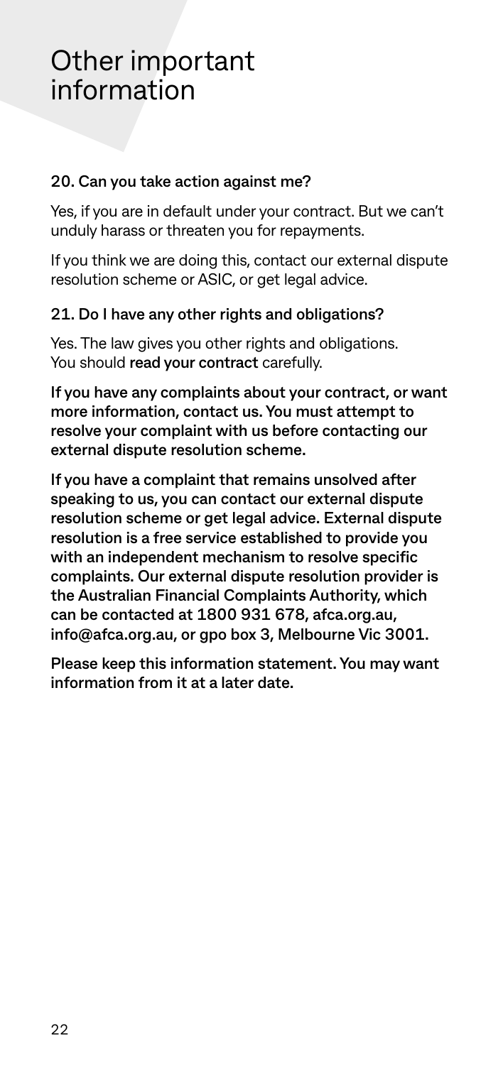# Other important information

### 20. Can you take action against me?

Yes, if you are in default under your contract. But we can't unduly harass or threaten you for repayments.

If you think we are doing this, contact our external dispute resolution scheme or ASIC, or get legal advice.

### 21. Do I have any other rights and obligations?

Yes. The law gives you other rights and obligations. You should **read your contract** carefully.

**If you have any complaints about your contract, or want more information, contact us. You must attempt to resolve your complaint with us before contacting our external dispute resolution scheme.**

**If you have a complaint that remains unsolved after speaking to us, you can contact our external dispute resolution scheme or get legal advice. External dispute resolution is a free service established to provide you with an independent mechanism to resolve specific complaints. Our external dispute resolution provider is the Australian Financial Complaints Authority, which can be contacted at 1800 931 678, afca.org.au, info@afca.org.au, or gpo box 3, Melbourne Vic 3001.**

**Please keep this information statement. You may want information from it at a later date.**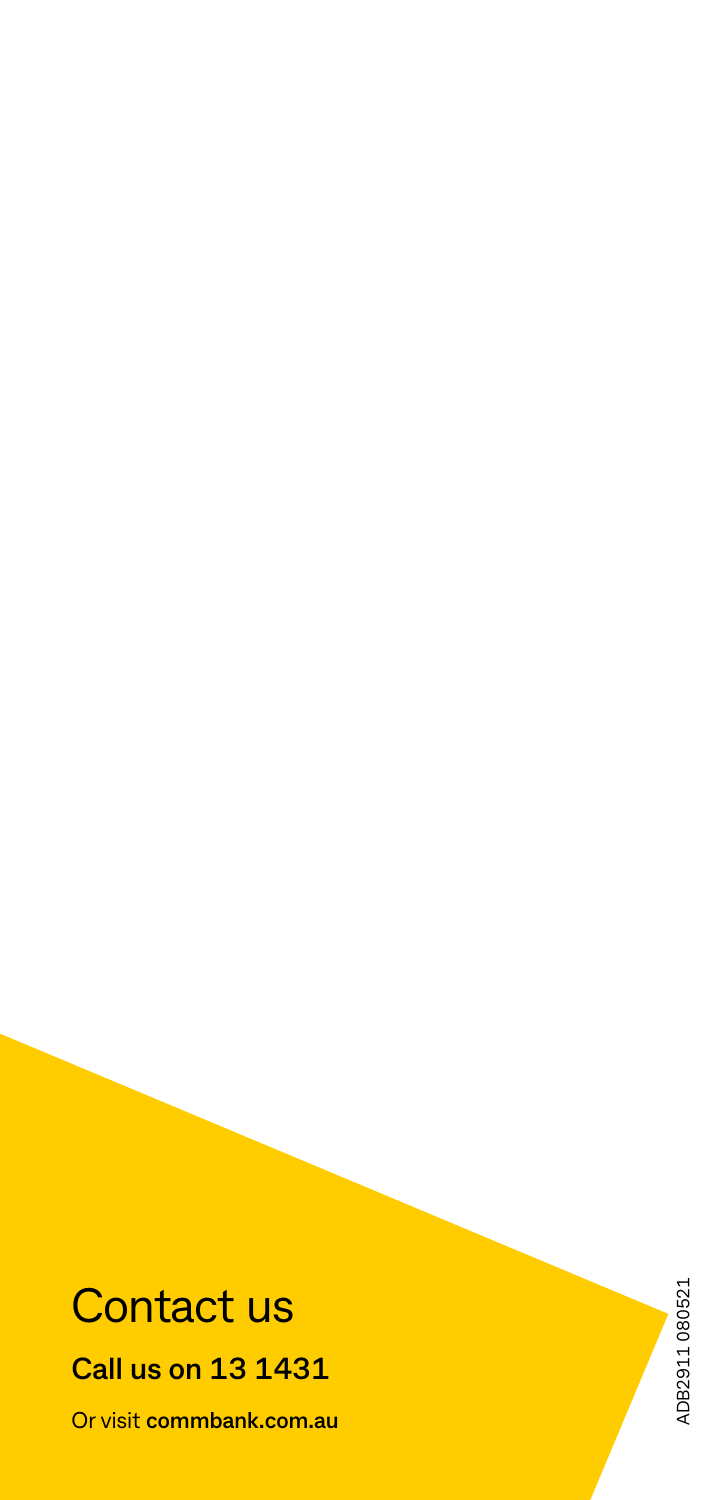# Contact us

**Call us on 13 1431**

Or visit **commbank.com.au**

ADB2911 080521